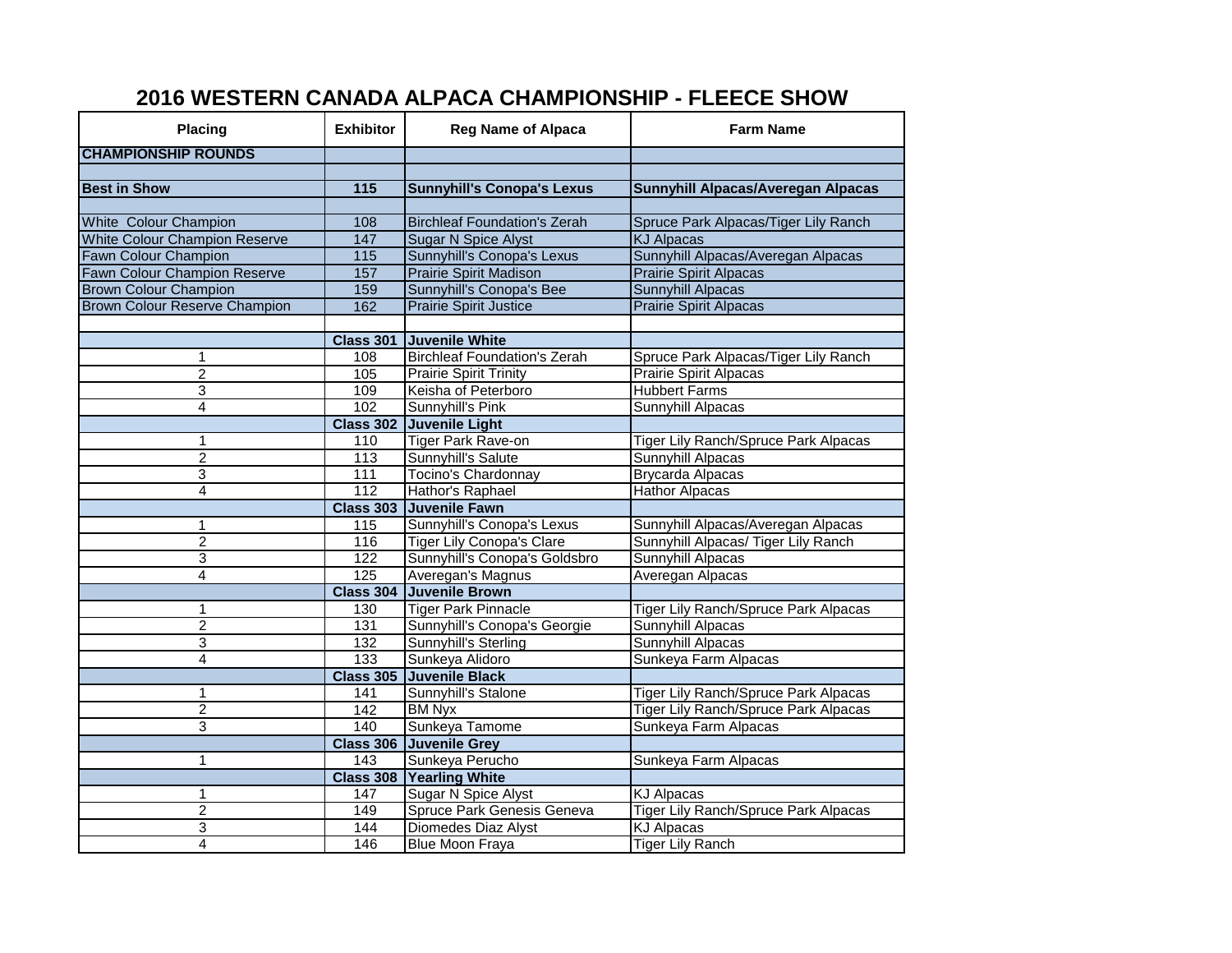# 2016 WESTERN CANADA ALPACA CHAMPIONSHIP - FLEECE SHOW

| Placing | Exhibitor | Reg Name of Alpaca | Farm Name |
|---|---|---|---|
| **CHAMPIONSHIP ROUNDS** | | | |
| | | | |
| **Best in Show** | **115** | **Sunnyhill's Conopa's Lexus** | **Sunnyhill Alpacas/Averegan Alpacas** |
| | | | |
| White Colour Champion | 108 | Birchleaf Foundation's Zerah | Spruce Park Alpacas/Tiger Lily Ranch |
| White Colour Champion Reserve | 147 | Sugar N Spice Alyst | KJ Alpacas |
| Fawn Colour Champion | 115 | Sunnyhill's Conopa's Lexus | Sunnyhill Alpacas/Averegan Alpacas |
| Fawn Colour Champion Reserve | 157 | Prairie Spirit Madison | Prairie Spirit Alpacas |
| Brown Colour Champion | 159 | Sunnyhill's Conopa's Bee | Sunnyhill Alpacas |
| Brown Colour Reserve Champion | 162 | Prairie Spirit Justice | Prairie Spirit Alpacas |
| | | | |
| | **Class 301** | **Juvenile White** | |
| 1 | 108 | Birchleaf Foundation's Zerah | Spruce Park Alpacas/Tiger Lily Ranch |
| 2 | 105 | Prairie Spirit Trinity | Prairie Spirit Alpacas |
| 3 | 109 | Keisha of Peterboro | Hubbert Farms |
| 4 | 102 | Sunnyhill's Pink | Sunnyhill Alpacas |
| | **Class 302** | **Juvenile Light** | |
| 1 | 110 | Tiger Park Rave-on | Tiger Lily Ranch/Spruce Park Alpacas |
| 2 | 113 | Sunnyhill's Salute | Sunnyhill Alpacas |
| 3 | 111 | Tocino's Chardonnay | Brycarda Alpacas |
| 4 | 112 | Hathor's Raphael | Hathor Alpacas |
| | **Class 303** | **Juvenile Fawn** | |
| 1 | 115 | Sunnyhill's Conopa's Lexus | Sunnyhill Alpacas/Averegan Alpacas |
| 2 | 116 | Tiger Lily Conopa's Clare | Sunnyhill Alpacas/ Tiger Lily Ranch |
| 3 | 122 | Sunnyhill's Conopa's Goldsbro | Sunnyhill Alpacas |
| 4 | 125 | Averegan's Magnus | Averegan Alpacas |
| | **Class 304** | **Juvenile Brown** | |
| 1 | 130 | Tiger Park Pinnacle | Tiger Lily Ranch/Spruce Park Alpacas |
| 2 | 131 | Sunnyhill's Conopa's Georgie | Sunnyhill Alpacas |
| 3 | 132 | Sunnyhill's Sterling | Sunnyhill Alpacas |
| 4 | 133 | Sunkeya Alidoro | Sunkeya Farm Alpacas |
| | **Class 305** | **Juvenile Black** | |
| 1 | 141 | Sunnyhill's Stalone | Tiger Lily Ranch/Spruce Park Alpacas |
| 2 | 142 | BM Nyx | Tiger Lily Ranch/Spruce Park Alpacas |
| 3 | 140 | Sunkeya Tamome | Sunkeya Farm Alpacas |
| | **Class 306** | **Juvenile Grey** | |
| 1 | 143 | Sunkeya Perucho | Sunkeya Farm Alpacas |
| | **Class 308** | **Yearling White** | |
| 1 | 147 | Sugar N Spice Alyst | KJ Alpacas |
| 2 | 149 | Spruce Park Genesis Geneva | Tiger Lily Ranch/Spruce Park Alpacas |
| 3 | 144 | Diomedes Diaz Alyst | KJ Alpacas |
| 4 | 146 | Blue Moon Fraya | Tiger Lily Ranch |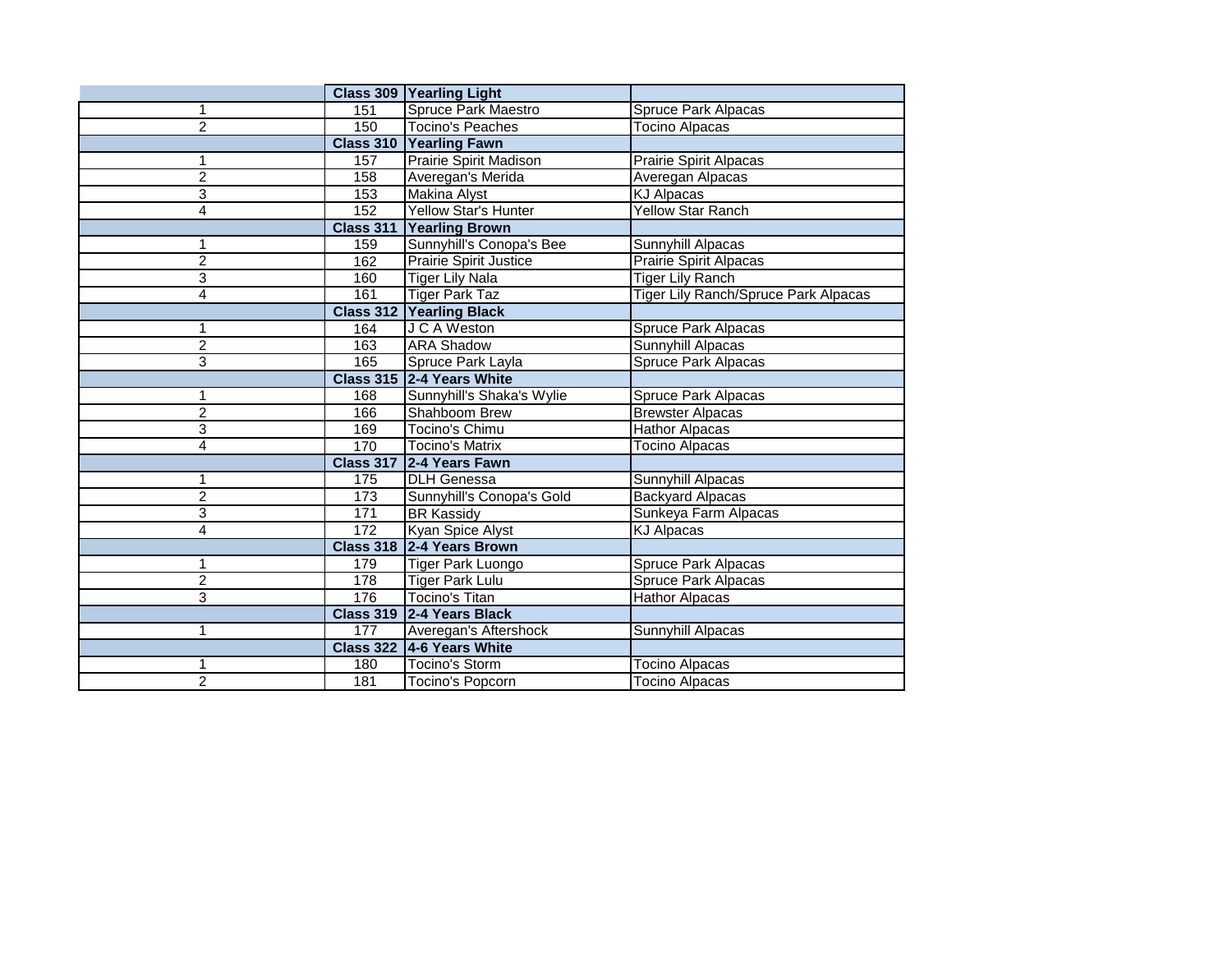| | | | |
|---|---|---|---|
| | **Class 309** | **Yearling Light** | |
| 1 | 151 | Spruce Park Maestro | Spruce Park Alpacas |
| 2 | 150 | Tocino's Peaches | Tocino Alpacas |
| | **Class 310** | **Yearling Fawn** | |
| 1 | 157 | Prairie Spirit Madison | Prairie Spirit Alpacas |
| 2 | 158 | Averegan's Merida | Averegan Alpacas |
| 3 | 153 | Makina Alyst | KJ Alpacas |
| 4 | 152 | Yellow Star's Hunter | Yellow Star Ranch |
| | **Class 311** | **Yearling Brown** | |
| 1 | 159 | Sunnyhill's Conopa's Bee | Sunnyhill Alpacas |
| 2 | 162 | Prairie Spirit Justice | Prairie Spirit Alpacas |
| 3 | 160 | Tiger Lily Nala | Tiger Lily Ranch |
| 4 | 161 | Tiger Park Taz | Tiger Lily Ranch/Spruce Park Alpacas |
| | **Class 312** | **Yearling Black** | |
| 1 | 164 | J C A Weston | Spruce Park Alpacas |
| 2 | 163 | ARA Shadow | Sunnyhill Alpacas |
| 3 | 165 | Spruce Park Layla | Spruce Park Alpacas |
| | **Class 315** | **2-4 Years White** | |
| 1 | 168 | Sunnyhill's Shaka's Wylie | Spruce Park Alpacas |
| 2 | 166 | Shahboom Brew | Brewster Alpacas |
| 3 | 169 | Tocino's Chimu | Hathor Alpacas |
| 4 | 170 | Tocino's Matrix | Tocino Alpacas |
| | **Class 317** | **2-4 Years Fawn** | |
| 1 | 175 | DLH Genessa | Sunnyhill Alpacas |
| 2 | 173 | Sunnyhill's Conopa's Gold | Backyard Alpacas |
| 3 | 171 | BR Kassidy | Sunkeya Farm Alpacas |
| 4 | 172 | Kyan Spice Alyst | KJ Alpacas |
| | **Class 318** | **2-4 Years Brown** | |
| 1 | 179 | Tiger Park Luongo | Spruce Park Alpacas |
| 2 | 178 | Tiger Park Lulu | Spruce Park Alpacas |
| 3 | 176 | Tocino's Titan | Hathor Alpacas |
| | **Class 319** | **2-4 Years Black** | |
| 1 | 177 | Averegan's Aftershock | Sunnyhill Alpacas |
| | **Class 322** | **4-6 Years White** | |
| 1 | 180 | Tocino's Storm | Tocino Alpacas |
| 2 | 181 | Tocino's Popcorn | Tocino Alpacas |